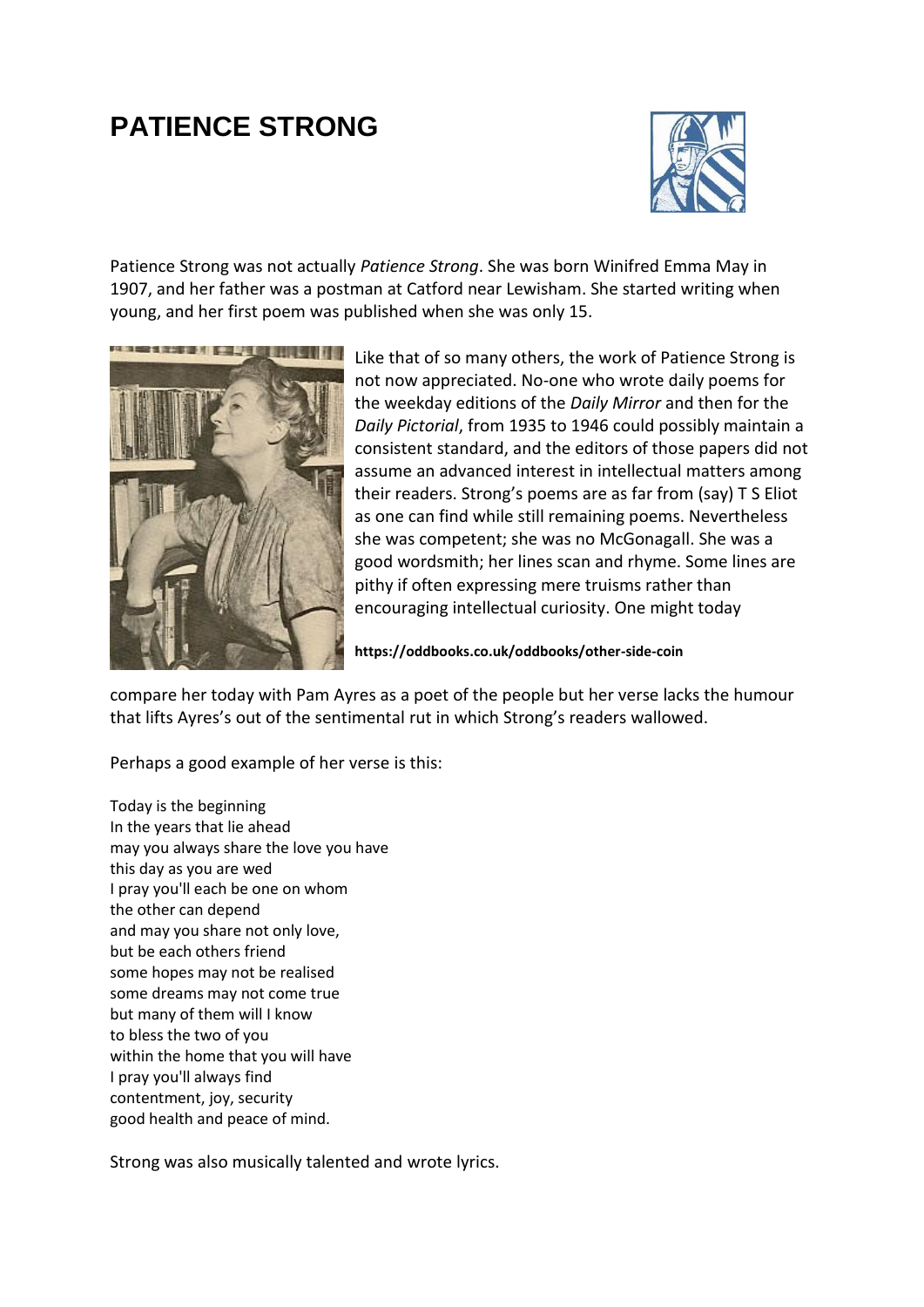# PATIENCE STRONG

Patience Strong was not actually *Patience Strong*. She was born Winifred Emma May in 1907, and her father was a postman at Catford near Lewisham. She started writing when young, and her first poem was published when she was only 15.

Like that of so many others, the work of Patience Strong is not now appreciated. No-one who wrote daily poems for the weekday editions of the *Daily Mirror* and then for the *Daily Pictorial*, from 1935 to 1946 could possibly maintain a consistent standard, and the editors of those papers did not assume an advanced interest in intellectual matters among their readers. Strong's poems are as far from (say) T S Eliot as one can find while still remaining poems. Nevertheless she was competent; she was no McGonagall. She was a good wordsmith; her lines scan and rhyme. Some lines are pithy if often expressing mere truisms rather than encouraging intellectual curiosity. One might today compare her today with Pam Ayres as a poet of the people but her verse lacks the humour that lifts Ayres's out of the sentimental rut in which Strong's readers wallowed.

**https://oddbooks.co.uk/oddbooks/other-side-coin**

Perhaps a good example of her verse is this:

Today is the beginning  
In the years that lie ahead  
may you always share the love you have  
this day as you are wed  
I pray you'll each be one on whom  
the other can depend  
and may you share not only love,  
but be each others friend  
some hopes may not be realised  
some dreams may not come true  
but many of them will I know  
to bless the two of you  
within the home that you will have  
I pray you'll always find  
contentment, joy, security  
good health and peace of mind.

Strong was also musically talented and wrote lyrics.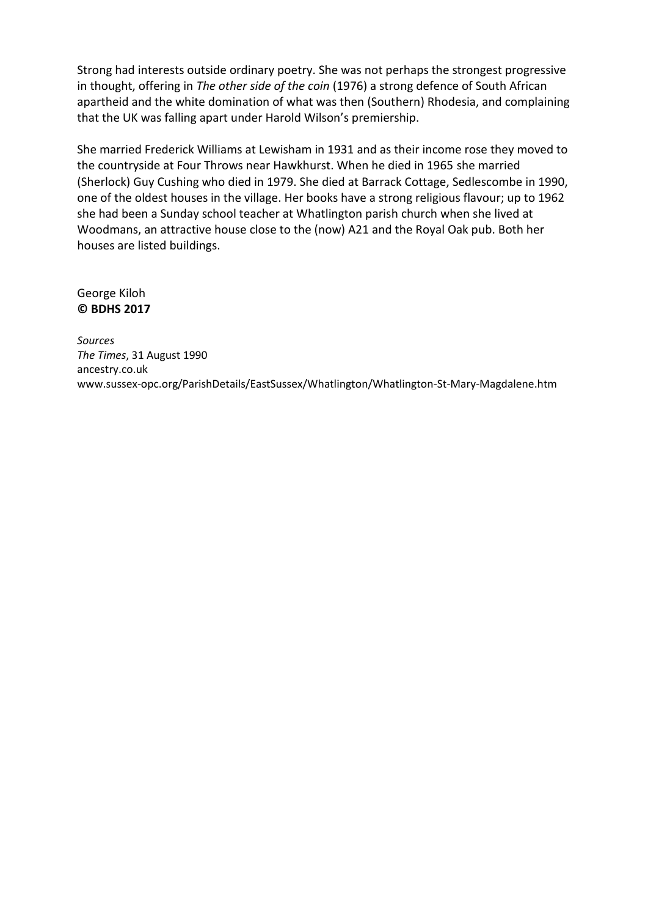Strong had interests outside ordinary poetry. She was not perhaps the strongest progressive in thought, offering in *The other side of the coin* (1976) a strong defence of South African apartheid and the white domination of what was then (Southern) Rhodesia, and complaining that the UK was falling apart under Harold Wilson's premiership.

She married Frederick Williams at Lewisham in 1931 and as their income rose they moved to the countryside at Four Throws near Hawkhurst. When he died in 1965 she married (Sherlock) Guy Cushing who died in 1979. She died at Barrack Cottage, Sedlescombe in 1990, one of the oldest houses in the village. Her books have a strong religious flavour; up to 1962 she had been a Sunday school teacher at Whatlington parish church when she lived at Woodmans, an attractive house close to the (now) A21 and the Royal Oak pub. Both her houses are listed buildings.

George Kiloh
**© BDHS 2017**

*Sources*
*The Times*, 31 August 1990
ancestry.co.uk
www.sussex-opc.org/ParishDetails/EastSussex/Whatlington/Whatlington-St-Mary-Magdalene.htm